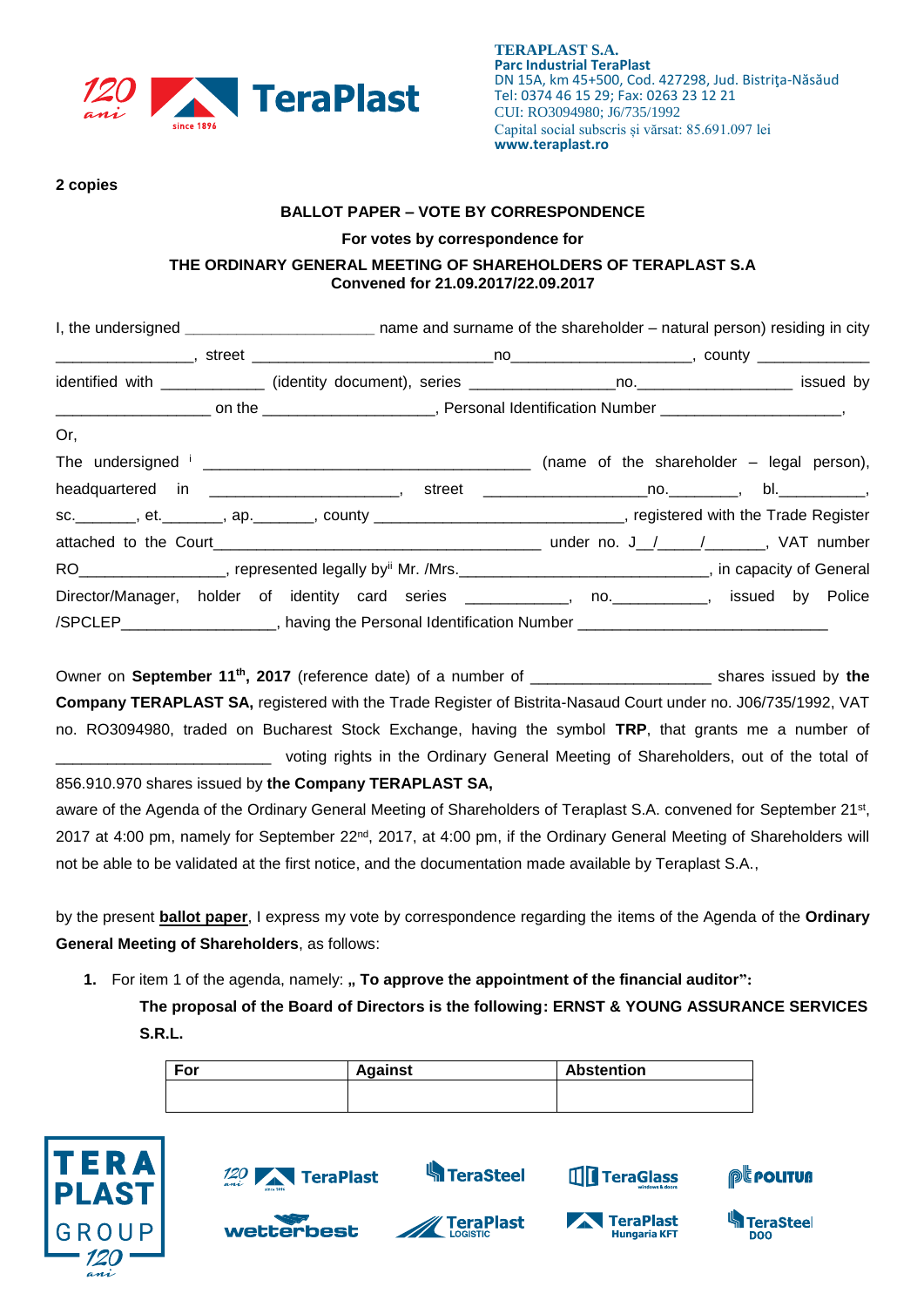**TERAPLAST S.A.**
**Parc Industrial TeraPlast**
DN 15A, km 45+500, Cod. 427298, Jud. Bistriţa-Năsăud
Tel: 0374 46 15 29; Fax: 0263 23 12 21
CUI: RO3094980; J6/735/1992
Capital social subscris şi vărsat: 85.691.097 lei
**www.teraplast.ro**

**2 copies**

## BALLOT PAPER – VOTE BY CORRESPONDENCE

**For votes by correspondence for**

**THE ORDINARY GENERAL MEETING OF SHAREHOLDERS OF TERAPLAST S.A**
**Convened for 21.09.2017/22.09.2017**

I, the undersigned _____________________ name and surname of the shareholder – natural person) residing in city _______________, street ___________________________no____________________, county _____________ identified with ____________ (identity document), series ________________no._________________ issued by _________________ on the ___________________, Personal Identification Number _____________________,

Or,

The undersigned [i] ____________________________________ (name of the shareholder – legal person), headquartered in ______________________, street ___________________no.________, bl.__________, sc._______, et._______, ap._______, county _____________________________, registered with the Trade Register attached to the Court____________________________________ under no. J__/____/______, VAT number RO________________, represented legally by[ii] Mr. /Mrs.____________________________, in capacity of General Director/Manager, holder of identity card series ___________, no.___________, issued by Police /SPCLEP_________________, having the Personal Identification Number _____________________________

Owner on **September 11th, 2017** (reference date) of a number of ____________________ shares issued by **the Company TERAPLAST SA,** registered with the Trade Register of Bistrita-Nasaud Court under no. J06/735/1992, VAT no. RO3094980, traded on Bucharest Stock Exchange, having the symbol **TRP**, that grants me a number of ________________________ voting rights in the Ordinary General Meeting of Shareholders, out of the total of 856.910.970 shares issued by **the Company TERAPLAST SA,**

aware of the Agenda of the Ordinary General Meeting of Shareholders of Teraplast S.A. convened for September 21st, 2017 at 4:00 pm, namely for September 22nd, 2017, at 4:00 pm, if the Ordinary General Meeting of Shareholders will not be able to be validated at the first notice, and the documentation made available by Teraplast S.A.,

by the present **ballot paper**, I express my vote by correspondence regarding the items of the Agenda of the **Ordinary General Meeting of Shareholders**, as follows:

1. For item 1 of the agenda, namely: **„ To approve the appointment of the financial auditor":**

   **The proposal of the Board of Directors is the following: ERNST & YOUNG ASSURANCE SERVICES S.R.L.**

| For | Against | Abstention |
|---|---|---|
| | | |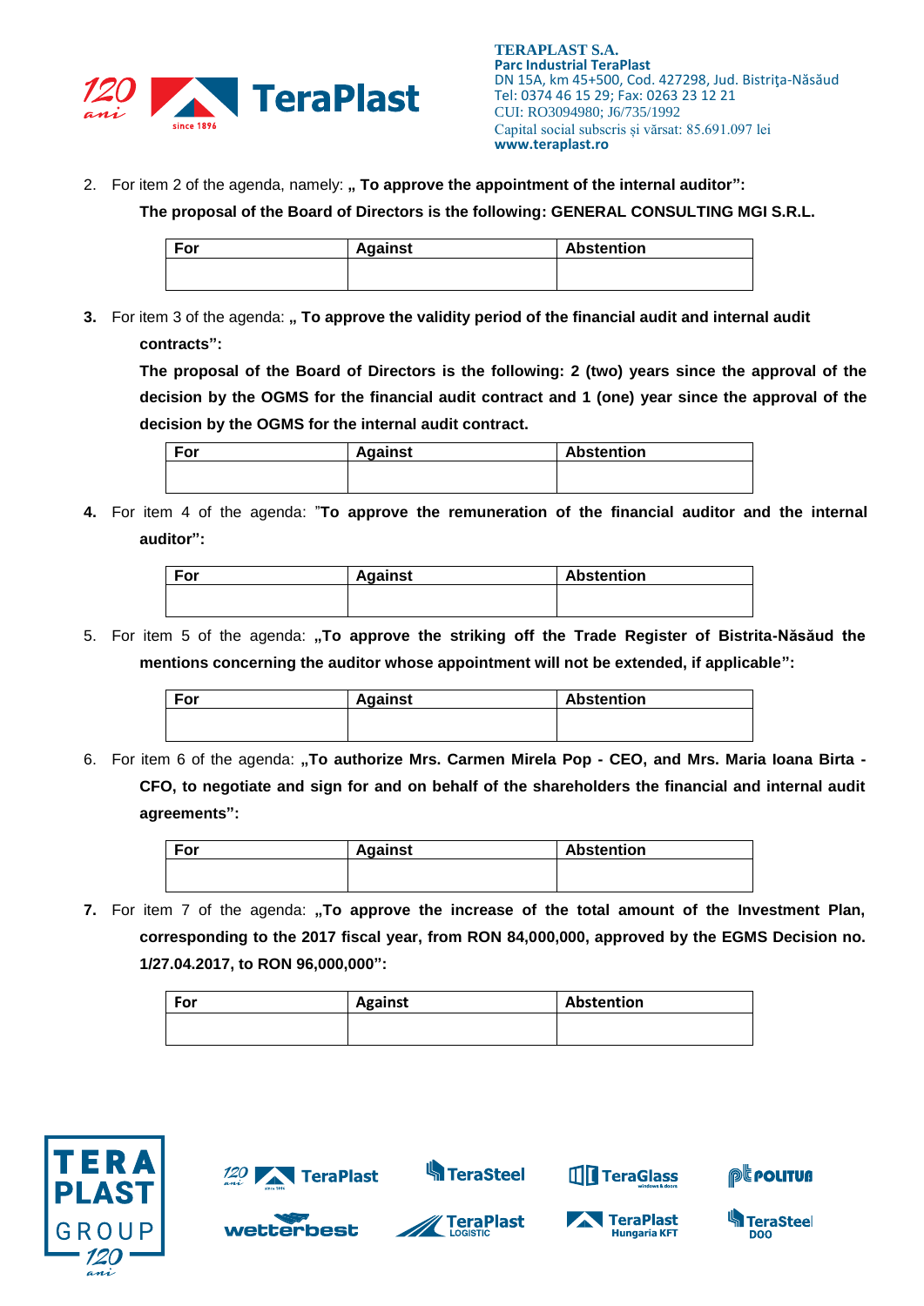2. For item 2 of the agenda, namely: **„ To approve the appointment of the internal auditor":**

   **The proposal of the Board of Directors is the following: GENERAL CONSULTING MGI S.R.L.**

| For | Against | Abstention |
|---|---|---|
| | | |

3. For item 3 of the agenda: **„ To approve the validity period of the financial audit and internal audit contracts":**

   **The proposal of the Board of Directors is the following: 2 (two) years since the approval of the decision by the OGMS for the financial audit contract and 1 (one) year since the approval of the decision by the OGMS for the internal audit contract.**

| For | Against | Abstention |
|---|---|---|
| | | |

4. For item 4 of the agenda: "**To approve the remuneration of the financial auditor and the internal auditor":**

| For | Against | Abstention |
|---|---|---|
| | | |

5. For item 5 of the agenda: **„To approve the striking off the Trade Register of Bistrita-Năsăud the mentions concerning the auditor whose appointment will not be extended, if applicable":**

| For | Against | Abstention |
|---|---|---|
| | | |

6. For item 6 of the agenda: **„To authorize Mrs. Carmen Mirela Pop - CEO, and Mrs. Maria Ioana Birta - CFO, to negotiate and sign for and on behalf of the shareholders the financial and internal audit agreements":**

| For | Against | Abstention |
|---|---|---|
| | | |

7. For item 7 of the agenda: **„To approve the increase of the total amount of the Investment Plan, corresponding to the 2017 fiscal year, from RON 84,000,000, approved by the EGMS Decision no. 1/27.04.2017, to RON 96,000,000":**

| For | Against | Abstention |
|---|---|---|
| | | |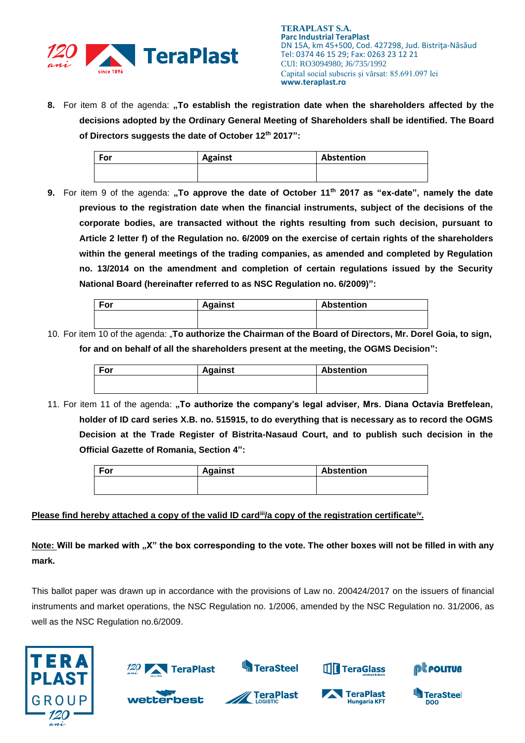8. For item 8 of the agenda: **„To establish the registration date when the shareholders affected by the decisions adopted by the Ordinary General Meeting of Shareholders shall be identified. The Board of Directors suggests the date of October 12th 2017":**

| For | Against | Abstention |
|---|---|---|
| | | |

9. For item 9 of the agenda: **„To approve the date of October 11th 2017 as "ex-date", namely the date previous to the registration date when the financial instruments, subject of the decisions of the corporate bodies, are transacted without the rights resulting from such decision, pursuant to Article 2 letter f) of the Regulation no. 6/2009 on the exercise of certain rights of the shareholders within the general meetings of the trading companies, as amended and completed by Regulation no. 13/2014 on the amendment and completion of certain regulations issued by the Security National Board (hereinafter referred to as NSC Regulation no. 6/2009)":**

| For | Against | Abstention |
|---|---|---|
| | | |

10. For item 10 of the agenda: „**To authorize the Chairman of the Board of Directors, Mr. Dorel Goia, to sign, for and on behalf of all the shareholders present at the meeting, the OGMS Decision":**

| For | Against | Abstention |
|---|---|---|
| | | |

11. For item 11 of the agenda: **„To authorize the company's legal adviser, Mrs. Diana Octavia Bretfelean, holder of ID card series X.B. no. 515915, to do everything that is necessary as to record the OGMS Decision at the Trade Register of Bistrita-Nasaud Court, and to publish such decision in the Official Gazette of Romania, Section 4":**

| For | Against | Abstention |
|---|---|---|
| | | |

**Please find hereby attached a copy of the valid ID card[iii]/a copy of the registration certificate[iv].**

**Note: Will be marked with „X" the box corresponding to the vote. The other boxes will not be filled in with any mark.**

This ballot paper was drawn up in accordance with the provisions of Law no. 200424/2017 on the issuers of financial instruments and market operations, the NSC Regulation no. 1/2006, amended by the NSC Regulation no. 31/2006, as well as the NSC Regulation no.6/2009.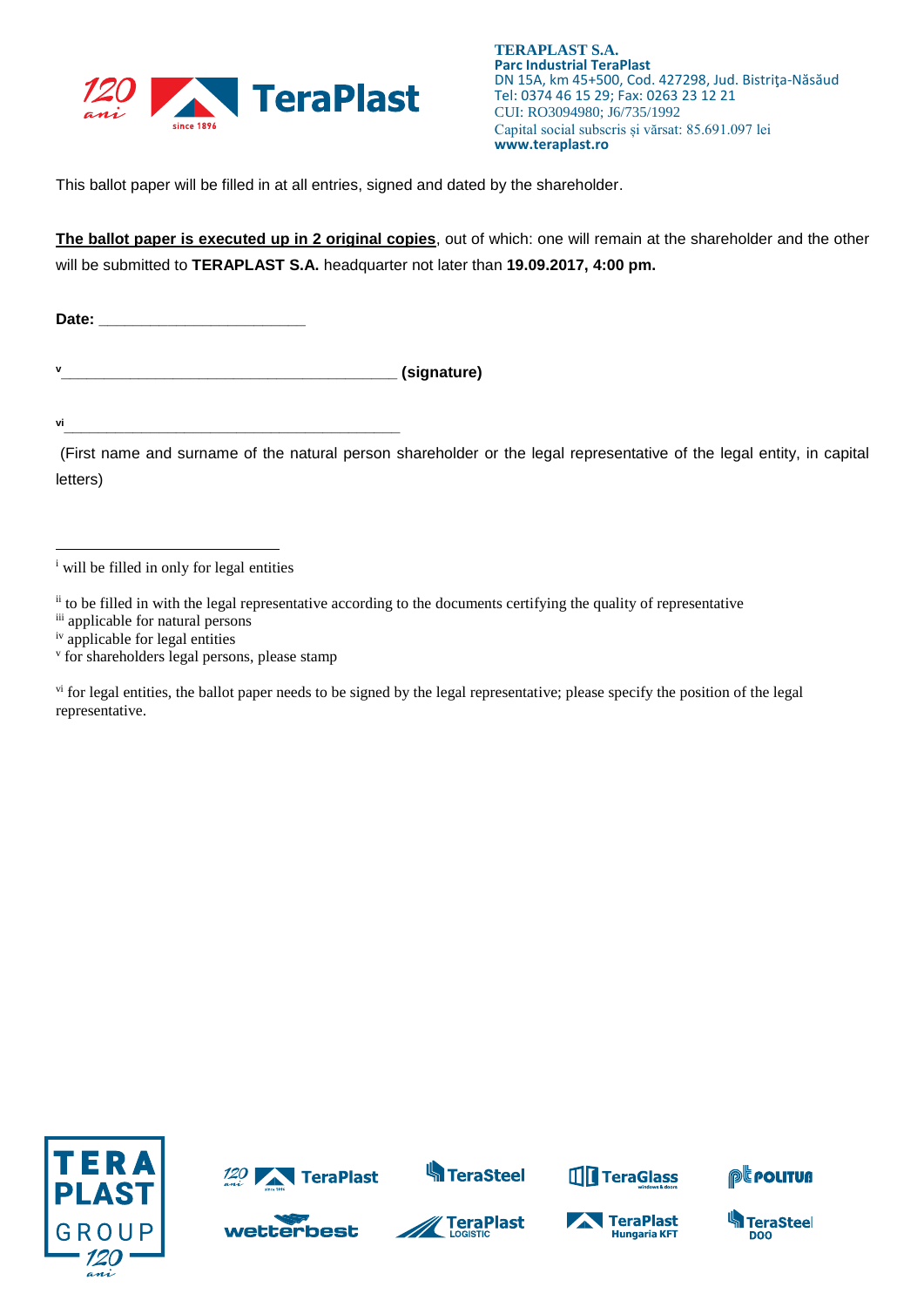This ballot paper will be filled in at all entries, signed and dated by the shareholder.

**The ballot paper is executed up in 2 original copies**, out of which: one will remain at the shareholder and the other will be submitted to **TERAPLAST S.A.** headquarter not later than **19.09.2017, 4:00 pm.**

**Date: ________________________**

[v]________________________________________ **(signature)**

[vi]________________________________________

(First name and surname of the natural person shareholder or the legal representative of the legal entity, in capital letters)

---

[i] will be filled in only for legal entities

[ii] to be filled in with the legal representative according to the documents certifying the quality of representative

[iii] applicable for natural persons

[iv] applicable for legal entities

[v] for shareholders legal persons, please stamp

[vi] for legal entities, the ballot paper needs to be signed by the legal representative; please specify the position of the legal representative.